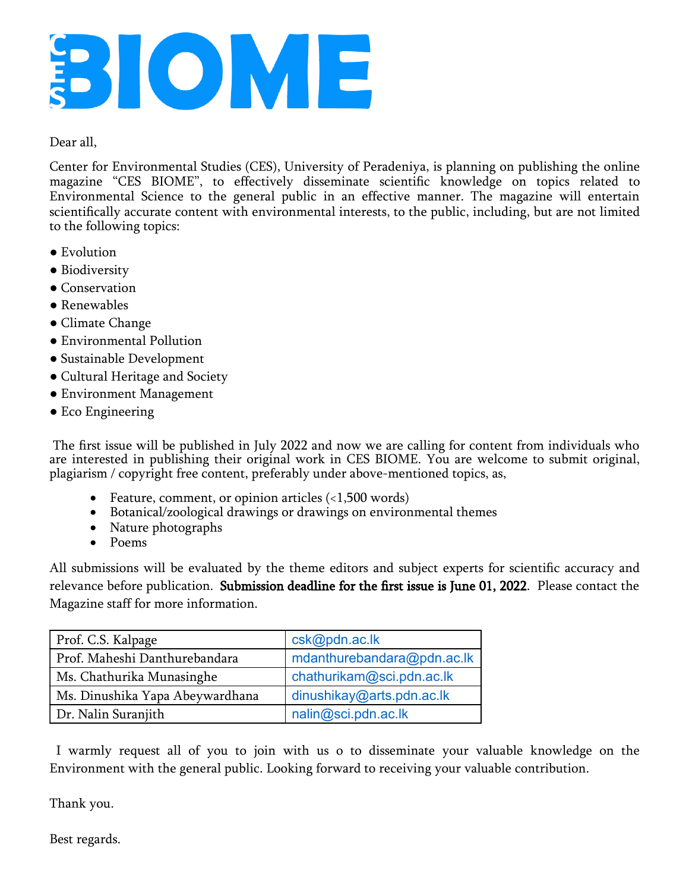# CES BIOME

Dear all,

Center for Environmental Studies (CES), University of Peradeniya, is planning on publishing the online magazine "CES BIOME", to effectively disseminate scientific knowledge on topics related to Environmental Science to the general public in an effective manner. The magazine will entertain scientifically accurate content with environmental interests, to the public, including, but are not limited to the following topics:

- Evolution
- Biodiversity
- Conservation
- Renewables
- Climate Change
- Environmental Pollution
- Sustainable Development
- Cultural Heritage and Society
- Environment Management
- Eco Engineering

The first issue will be published in July 2022 and now we are calling for content from individuals who are interested in publishing their original work in CES BIOME. You are welcome to submit original, plagiarism / copyright free content, preferably under above-mentioned topics, as,

- Feature, comment, or opinion articles (<1,500 words)
- Botanical/zoological drawings or drawings on environmental themes
- Nature photographs
- Poems

All submissions will be evaluated by the theme editors and subject experts for scientific accuracy and relevance before publication. **Submission deadline for the first issue is June 01, 2022**. Please contact the Magazine staff for more information.

| | |
|---|---|
| Prof. C.S. Kalpage | csk@pdn.ac.lk |
| Prof. Maheshi Danthurebandara | mdanthurebandara@pdn.ac.lk |
| Ms. Chathurika Munasinghe | chathurikam@sci.pdn.ac.lk |
| Ms. Dinushika Yapa Abeywardhana | dinushikay@arts.pdn.ac.lk |
| Dr. Nalin Suranjith | nalin@sci.pdn.ac.lk |

I warmly request all of you to join with us o to disseminate your valuable knowledge on the Environment with the general public. Looking forward to receiving your valuable contribution.

Thank you.

Best regards.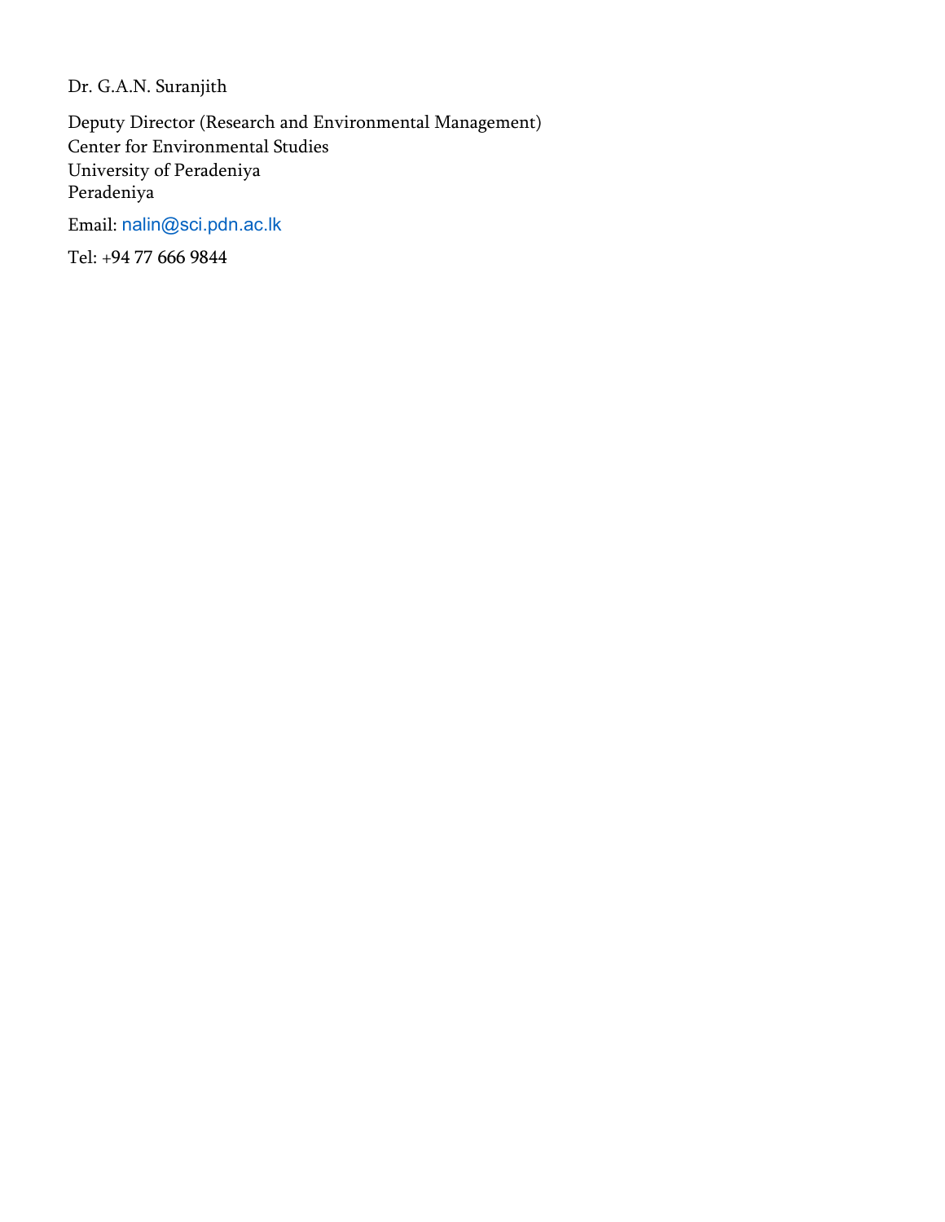Dr. G.A.N. Suranjith

Deputy Director (Research and Environmental Management)  
Center for Environmental Studies  
University of Peradeniya  
Peradeniya

Email: nalin@sci.pdn.ac.lk

Tel: +94 77 666 9844